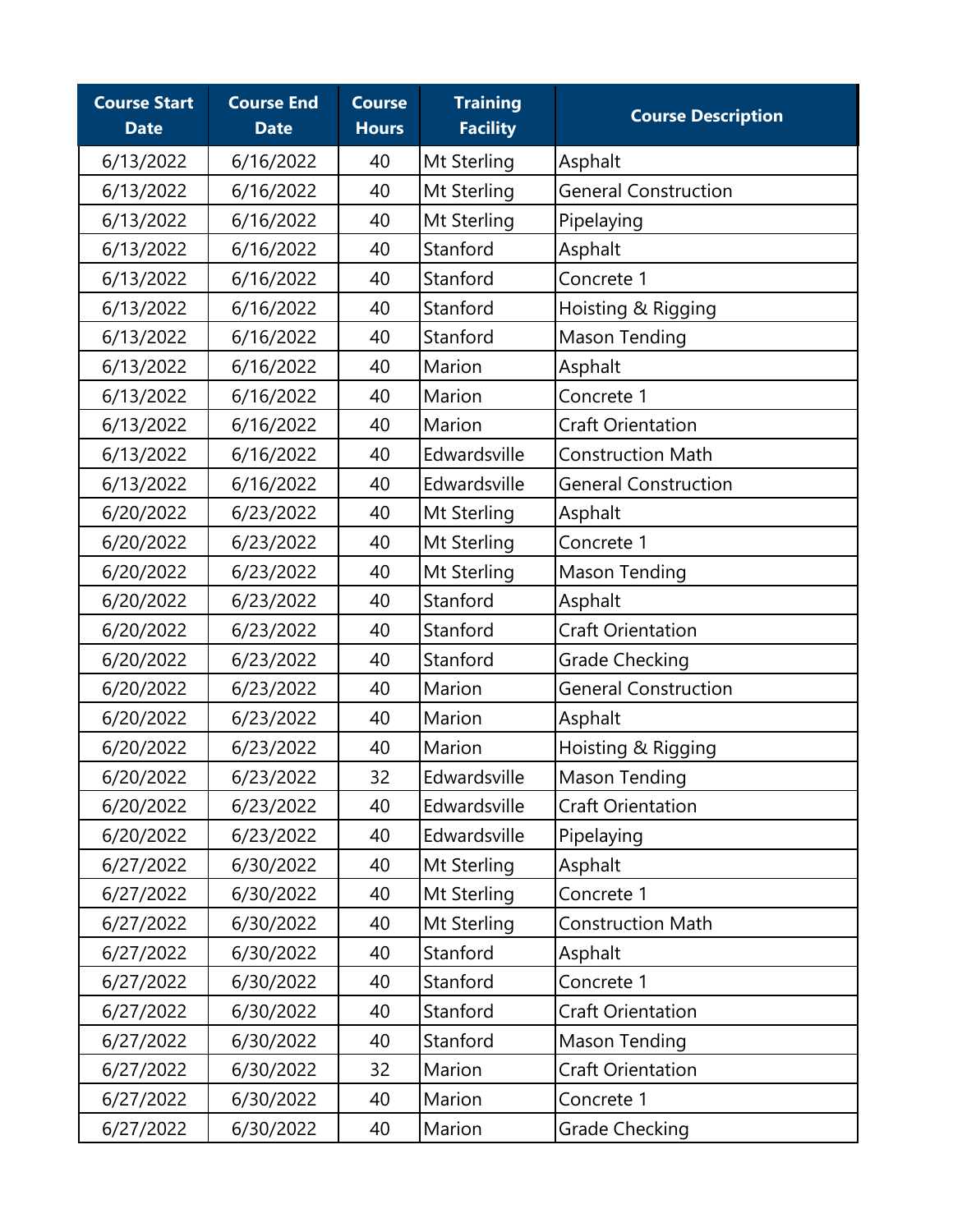| Course Start Date | Course End Date | Course Hours | Training Facility | Course Description |
|---|---|---|---|---|
| 6/13/2022 | 6/16/2022 | 40 | Mt Sterling | Asphalt |
| 6/13/2022 | 6/16/2022 | 40 | Mt Sterling | General Construction |
| 6/13/2022 | 6/16/2022 | 40 | Mt Sterling | Pipelaying |
| 6/13/2022 | 6/16/2022 | 40 | Stanford | Asphalt |
| 6/13/2022 | 6/16/2022 | 40 | Stanford | Concrete 1 |
| 6/13/2022 | 6/16/2022 | 40 | Stanford | Hoisting & Rigging |
| 6/13/2022 | 6/16/2022 | 40 | Stanford | Mason Tending |
| 6/13/2022 | 6/16/2022 | 40 | Marion | Asphalt |
| 6/13/2022 | 6/16/2022 | 40 | Marion | Concrete 1 |
| 6/13/2022 | 6/16/2022 | 40 | Marion | Craft Orientation |
| 6/13/2022 | 6/16/2022 | 40 | Edwardsville | Construction Math |
| 6/13/2022 | 6/16/2022 | 40 | Edwardsville | General Construction |
| 6/20/2022 | 6/23/2022 | 40 | Mt Sterling | Asphalt |
| 6/20/2022 | 6/23/2022 | 40 | Mt Sterling | Concrete 1 |
| 6/20/2022 | 6/23/2022 | 40 | Mt Sterling | Mason Tending |
| 6/20/2022 | 6/23/2022 | 40 | Stanford | Asphalt |
| 6/20/2022 | 6/23/2022 | 40 | Stanford | Craft Orientation |
| 6/20/2022 | 6/23/2022 | 40 | Stanford | Grade Checking |
| 6/20/2022 | 6/23/2022 | 40 | Marion | General Construction |
| 6/20/2022 | 6/23/2022 | 40 | Marion | Asphalt |
| 6/20/2022 | 6/23/2022 | 40 | Marion | Hoisting & Rigging |
| 6/20/2022 | 6/23/2022 | 32 | Edwardsville | Mason Tending |
| 6/20/2022 | 6/23/2022 | 40 | Edwardsville | Craft Orientation |
| 6/20/2022 | 6/23/2022 | 40 | Edwardsville | Pipelaying |
| 6/27/2022 | 6/30/2022 | 40 | Mt Sterling | Asphalt |
| 6/27/2022 | 6/30/2022 | 40 | Mt Sterling | Concrete 1 |
| 6/27/2022 | 6/30/2022 | 40 | Mt Sterling | Construction Math |
| 6/27/2022 | 6/30/2022 | 40 | Stanford | Asphalt |
| 6/27/2022 | 6/30/2022 | 40 | Stanford | Concrete 1 |
| 6/27/2022 | 6/30/2022 | 40 | Stanford | Craft Orientation |
| 6/27/2022 | 6/30/2022 | 40 | Stanford | Mason Tending |
| 6/27/2022 | 6/30/2022 | 32 | Marion | Craft Orientation |
| 6/27/2022 | 6/30/2022 | 40 | Marion | Concrete 1 |
| 6/27/2022 | 6/30/2022 | 40 | Marion | Grade Checking |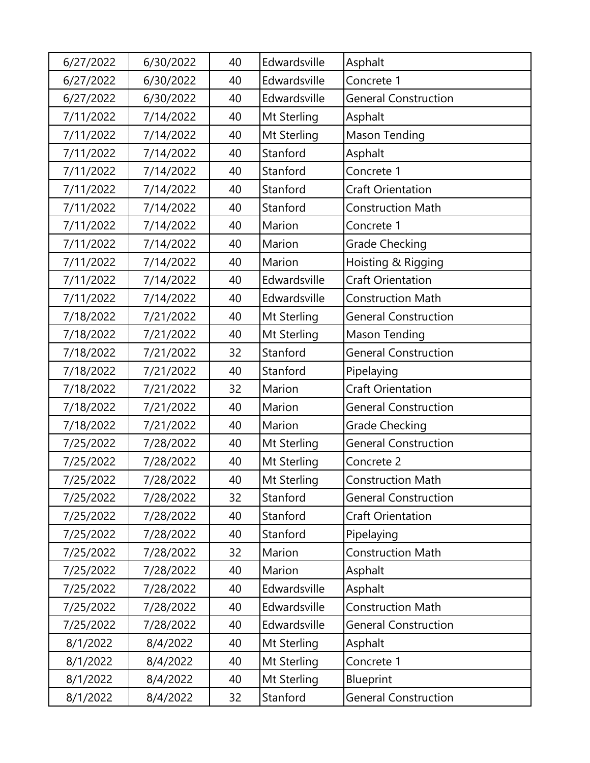| 6/27/2022 | 6/30/2022 | 40 | Edwardsville | Asphalt |
|---|---|---|---|---|
| 6/27/2022 | 6/30/2022 | 40 | Edwardsville | Concrete 1 |
| 6/27/2022 | 6/30/2022 | 40 | Edwardsville | General Construction |
| 7/11/2022 | 7/14/2022 | 40 | Mt Sterling | Asphalt |
| 7/11/2022 | 7/14/2022 | 40 | Mt Sterling | Mason Tending |
| 7/11/2022 | 7/14/2022 | 40 | Stanford | Asphalt |
| 7/11/2022 | 7/14/2022 | 40 | Stanford | Concrete 1 |
| 7/11/2022 | 7/14/2022 | 40 | Stanford | Craft Orientation |
| 7/11/2022 | 7/14/2022 | 40 | Stanford | Construction Math |
| 7/11/2022 | 7/14/2022 | 40 | Marion | Concrete 1 |
| 7/11/2022 | 7/14/2022 | 40 | Marion | Grade Checking |
| 7/11/2022 | 7/14/2022 | 40 | Marion | Hoisting & Rigging |
| 7/11/2022 | 7/14/2022 | 40 | Edwardsville | Craft Orientation |
| 7/11/2022 | 7/14/2022 | 40 | Edwardsville | Construction Math |
| 7/18/2022 | 7/21/2022 | 40 | Mt Sterling | General Construction |
| 7/18/2022 | 7/21/2022 | 40 | Mt Sterling | Mason Tending |
| 7/18/2022 | 7/21/2022 | 32 | Stanford | General Construction |
| 7/18/2022 | 7/21/2022 | 40 | Stanford | Pipelaying |
| 7/18/2022 | 7/21/2022 | 32 | Marion | Craft Orientation |
| 7/18/2022 | 7/21/2022 | 40 | Marion | General Construction |
| 7/18/2022 | 7/21/2022 | 40 | Marion | Grade Checking |
| 7/25/2022 | 7/28/2022 | 40 | Mt Sterling | General Construction |
| 7/25/2022 | 7/28/2022 | 40 | Mt Sterling | Concrete 2 |
| 7/25/2022 | 7/28/2022 | 40 | Mt Sterling | Construction Math |
| 7/25/2022 | 7/28/2022 | 32 | Stanford | General Construction |
| 7/25/2022 | 7/28/2022 | 40 | Stanford | Craft Orientation |
| 7/25/2022 | 7/28/2022 | 40 | Stanford | Pipelaying |
| 7/25/2022 | 7/28/2022 | 32 | Marion | Construction Math |
| 7/25/2022 | 7/28/2022 | 40 | Marion | Asphalt |
| 7/25/2022 | 7/28/2022 | 40 | Edwardsville | Asphalt |
| 7/25/2022 | 7/28/2022 | 40 | Edwardsville | Construction Math |
| 7/25/2022 | 7/28/2022 | 40 | Edwardsville | General Construction |
| 8/1/2022 | 8/4/2022 | 40 | Mt Sterling | Asphalt |
| 8/1/2022 | 8/4/2022 | 40 | Mt Sterling | Concrete 1 |
| 8/1/2022 | 8/4/2022 | 40 | Mt Sterling | Blueprint |
| 8/1/2022 | 8/4/2022 | 32 | Stanford | General Construction |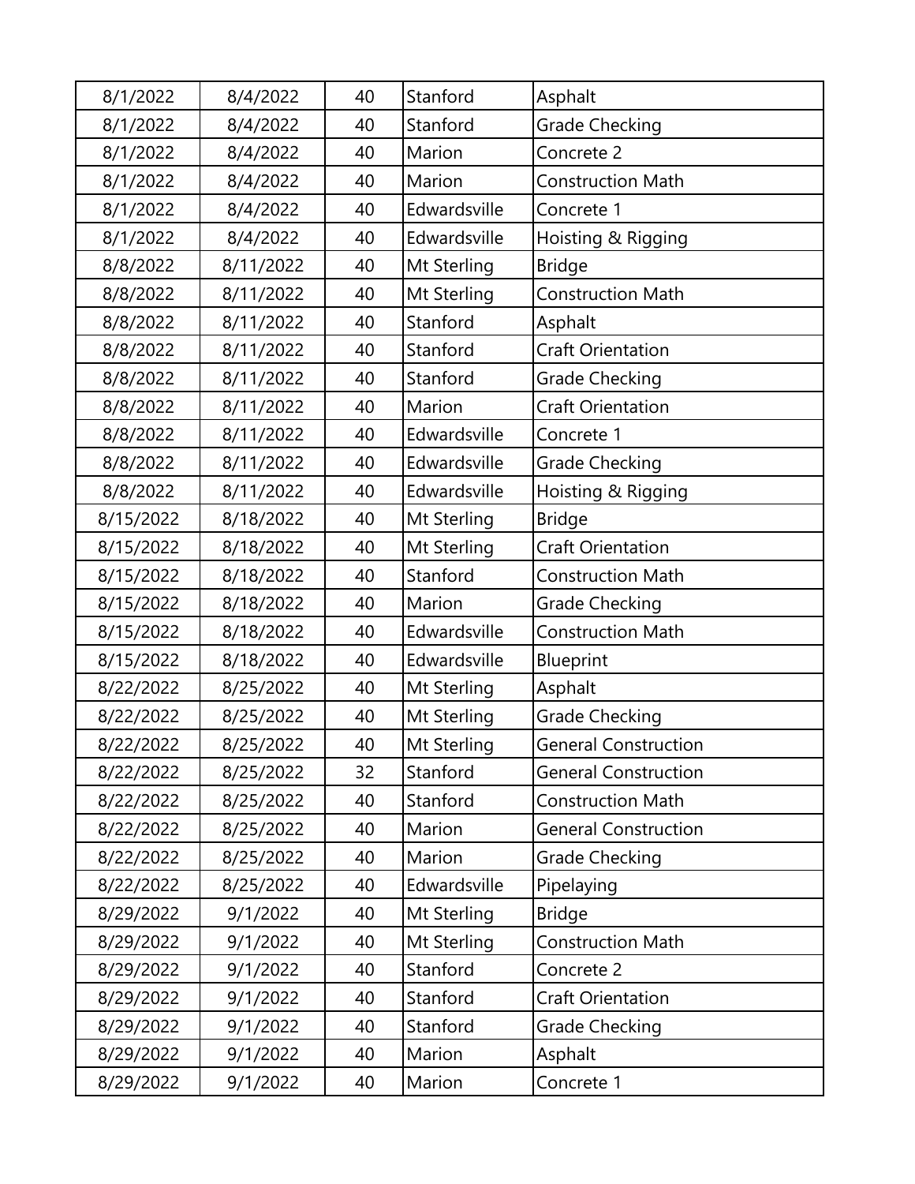| 8/1/2022 | 8/4/2022 | 40 | Stanford | Asphalt |
|---|---|---|---|---|
| 8/1/2022 | 8/4/2022 | 40 | Stanford | Grade Checking |
| 8/1/2022 | 8/4/2022 | 40 | Marion | Concrete 2 |
| 8/1/2022 | 8/4/2022 | 40 | Marion | Construction Math |
| 8/1/2022 | 8/4/2022 | 40 | Edwardsville | Concrete 1 |
| 8/1/2022 | 8/4/2022 | 40 | Edwardsville | Hoisting & Rigging |
| 8/8/2022 | 8/11/2022 | 40 | Mt Sterling | Bridge |
| 8/8/2022 | 8/11/2022 | 40 | Mt Sterling | Construction Math |
| 8/8/2022 | 8/11/2022 | 40 | Stanford | Asphalt |
| 8/8/2022 | 8/11/2022 | 40 | Stanford | Craft Orientation |
| 8/8/2022 | 8/11/2022 | 40 | Stanford | Grade Checking |
| 8/8/2022 | 8/11/2022 | 40 | Marion | Craft Orientation |
| 8/8/2022 | 8/11/2022 | 40 | Edwardsville | Concrete 1 |
| 8/8/2022 | 8/11/2022 | 40 | Edwardsville | Grade Checking |
| 8/8/2022 | 8/11/2022 | 40 | Edwardsville | Hoisting & Rigging |
| 8/15/2022 | 8/18/2022 | 40 | Mt Sterling | Bridge |
| 8/15/2022 | 8/18/2022 | 40 | Mt Sterling | Craft Orientation |
| 8/15/2022 | 8/18/2022 | 40 | Stanford | Construction Math |
| 8/15/2022 | 8/18/2022 | 40 | Marion | Grade Checking |
| 8/15/2022 | 8/18/2022 | 40 | Edwardsville | Construction Math |
| 8/15/2022 | 8/18/2022 | 40 | Edwardsville | Blueprint |
| 8/22/2022 | 8/25/2022 | 40 | Mt Sterling | Asphalt |
| 8/22/2022 | 8/25/2022 | 40 | Mt Sterling | Grade Checking |
| 8/22/2022 | 8/25/2022 | 40 | Mt Sterling | General Construction |
| 8/22/2022 | 8/25/2022 | 32 | Stanford | General Construction |
| 8/22/2022 | 8/25/2022 | 40 | Stanford | Construction Math |
| 8/22/2022 | 8/25/2022 | 40 | Marion | General Construction |
| 8/22/2022 | 8/25/2022 | 40 | Marion | Grade Checking |
| 8/22/2022 | 8/25/2022 | 40 | Edwardsville | Pipelaying |
| 8/29/2022 | 9/1/2022 | 40 | Mt Sterling | Bridge |
| 8/29/2022 | 9/1/2022 | 40 | Mt Sterling | Construction Math |
| 8/29/2022 | 9/1/2022 | 40 | Stanford | Concrete 2 |
| 8/29/2022 | 9/1/2022 | 40 | Stanford | Craft Orientation |
| 8/29/2022 | 9/1/2022 | 40 | Stanford | Grade Checking |
| 8/29/2022 | 9/1/2022 | 40 | Marion | Asphalt |
| 8/29/2022 | 9/1/2022 | 40 | Marion | Concrete 1 |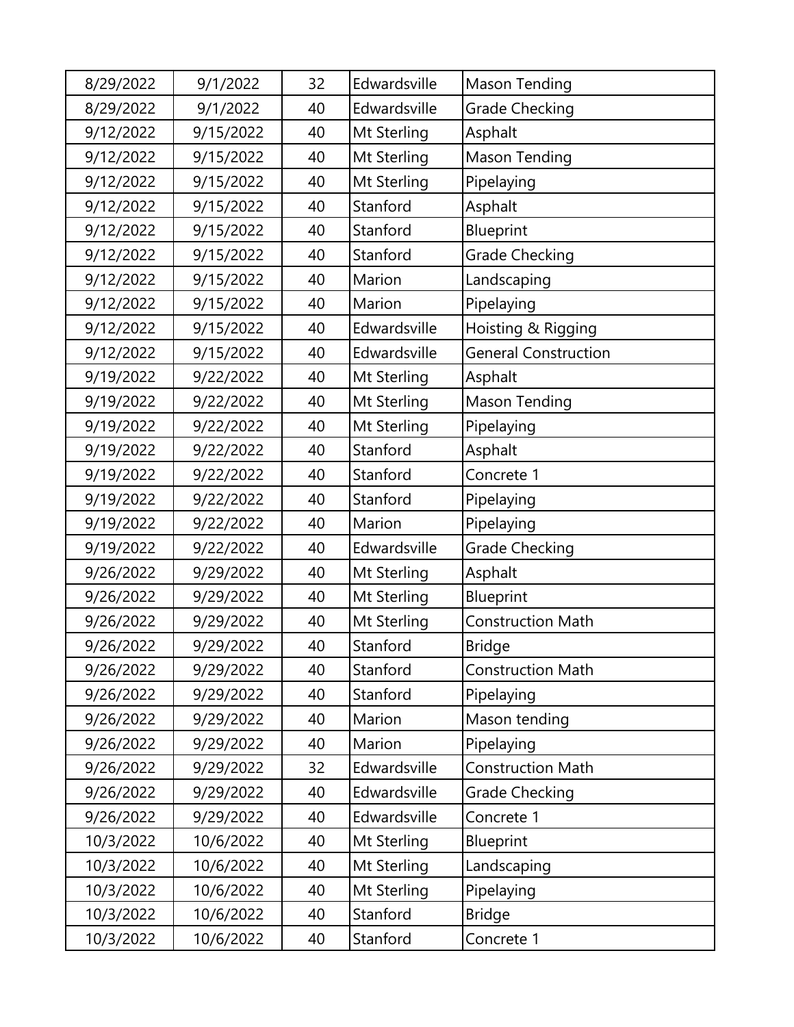| | | | | |
|---|---|---|---|---|
| 8/29/2022 | 9/1/2022 | 32 | Edwardsville | Mason Tending |
| 8/29/2022 | 9/1/2022 | 40 | Edwardsville | Grade Checking |
| 9/12/2022 | 9/15/2022 | 40 | Mt Sterling | Asphalt |
| 9/12/2022 | 9/15/2022 | 40 | Mt Sterling | Mason Tending |
| 9/12/2022 | 9/15/2022 | 40 | Mt Sterling | Pipelaying |
| 9/12/2022 | 9/15/2022 | 40 | Stanford | Asphalt |
| 9/12/2022 | 9/15/2022 | 40 | Stanford | Blueprint |
| 9/12/2022 | 9/15/2022 | 40 | Stanford | Grade Checking |
| 9/12/2022 | 9/15/2022 | 40 | Marion | Landscaping |
| 9/12/2022 | 9/15/2022 | 40 | Marion | Pipelaying |
| 9/12/2022 | 9/15/2022 | 40 | Edwardsville | Hoisting & Rigging |
| 9/12/2022 | 9/15/2022 | 40 | Edwardsville | General Construction |
| 9/19/2022 | 9/22/2022 | 40 | Mt Sterling | Asphalt |
| 9/19/2022 | 9/22/2022 | 40 | Mt Sterling | Mason Tending |
| 9/19/2022 | 9/22/2022 | 40 | Mt Sterling | Pipelaying |
| 9/19/2022 | 9/22/2022 | 40 | Stanford | Asphalt |
| 9/19/2022 | 9/22/2022 | 40 | Stanford | Concrete 1 |
| 9/19/2022 | 9/22/2022 | 40 | Stanford | Pipelaying |
| 9/19/2022 | 9/22/2022 | 40 | Marion | Pipelaying |
| 9/19/2022 | 9/22/2022 | 40 | Edwardsville | Grade Checking |
| 9/26/2022 | 9/29/2022 | 40 | Mt Sterling | Asphalt |
| 9/26/2022 | 9/29/2022 | 40 | Mt Sterling | Blueprint |
| 9/26/2022 | 9/29/2022 | 40 | Mt Sterling | Construction Math |
| 9/26/2022 | 9/29/2022 | 40 | Stanford | Bridge |
| 9/26/2022 | 9/29/2022 | 40 | Stanford | Construction Math |
| 9/26/2022 | 9/29/2022 | 40 | Stanford | Pipelaying |
| 9/26/2022 | 9/29/2022 | 40 | Marion | Mason tending |
| 9/26/2022 | 9/29/2022 | 40 | Marion | Pipelaying |
| 9/26/2022 | 9/29/2022 | 32 | Edwardsville | Construction Math |
| 9/26/2022 | 9/29/2022 | 40 | Edwardsville | Grade Checking |
| 9/26/2022 | 9/29/2022 | 40 | Edwardsville | Concrete 1 |
| 10/3/2022 | 10/6/2022 | 40 | Mt Sterling | Blueprint |
| 10/3/2022 | 10/6/2022 | 40 | Mt Sterling | Landscaping |
| 10/3/2022 | 10/6/2022 | 40 | Mt Sterling | Pipelaying |
| 10/3/2022 | 10/6/2022 | 40 | Stanford | Bridge |
| 10/3/2022 | 10/6/2022 | 40 | Stanford | Concrete 1 |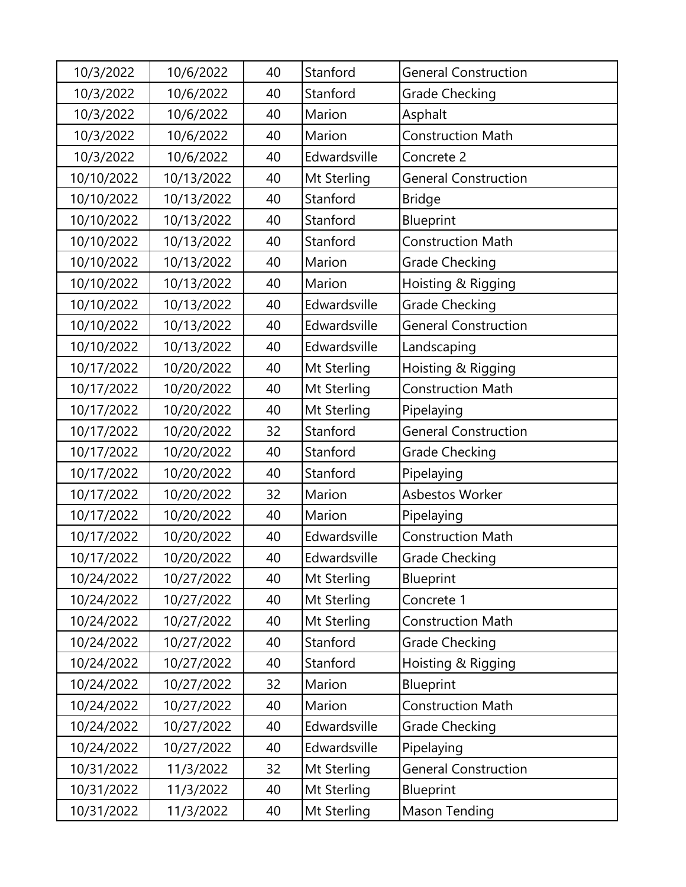| | | | | |
|---|---|---|---|---|
| 10/3/2022 | 10/6/2022 | 40 | Stanford | General Construction |
| 10/3/2022 | 10/6/2022 | 40 | Stanford | Grade Checking |
| 10/3/2022 | 10/6/2022 | 40 | Marion | Asphalt |
| 10/3/2022 | 10/6/2022 | 40 | Marion | Construction Math |
| 10/3/2022 | 10/6/2022 | 40 | Edwardsville | Concrete 2 |
| 10/10/2022 | 10/13/2022 | 40 | Mt Sterling | General Construction |
| 10/10/2022 | 10/13/2022 | 40 | Stanford | Bridge |
| 10/10/2022 | 10/13/2022 | 40 | Stanford | Blueprint |
| 10/10/2022 | 10/13/2022 | 40 | Stanford | Construction Math |
| 10/10/2022 | 10/13/2022 | 40 | Marion | Grade Checking |
| 10/10/2022 | 10/13/2022 | 40 | Marion | Hoisting & Rigging |
| 10/10/2022 | 10/13/2022 | 40 | Edwardsville | Grade Checking |
| 10/10/2022 | 10/13/2022 | 40 | Edwardsville | General Construction |
| 10/10/2022 | 10/13/2022 | 40 | Edwardsville | Landscaping |
| 10/17/2022 | 10/20/2022 | 40 | Mt Sterling | Hoisting & Rigging |
| 10/17/2022 | 10/20/2022 | 40 | Mt Sterling | Construction Math |
| 10/17/2022 | 10/20/2022 | 40 | Mt Sterling | Pipelaying |
| 10/17/2022 | 10/20/2022 | 32 | Stanford | General Construction |
| 10/17/2022 | 10/20/2022 | 40 | Stanford | Grade Checking |
| 10/17/2022 | 10/20/2022 | 40 | Stanford | Pipelaying |
| 10/17/2022 | 10/20/2022 | 32 | Marion | Asbestos Worker |
| 10/17/2022 | 10/20/2022 | 40 | Marion | Pipelaying |
| 10/17/2022 | 10/20/2022 | 40 | Edwardsville | Construction Math |
| 10/17/2022 | 10/20/2022 | 40 | Edwardsville | Grade Checking |
| 10/24/2022 | 10/27/2022 | 40 | Mt Sterling | Blueprint |
| 10/24/2022 | 10/27/2022 | 40 | Mt Sterling | Concrete 1 |
| 10/24/2022 | 10/27/2022 | 40 | Mt Sterling | Construction Math |
| 10/24/2022 | 10/27/2022 | 40 | Stanford | Grade Checking |
| 10/24/2022 | 10/27/2022 | 40 | Stanford | Hoisting & Rigging |
| 10/24/2022 | 10/27/2022 | 32 | Marion | Blueprint |
| 10/24/2022 | 10/27/2022 | 40 | Marion | Construction Math |
| 10/24/2022 | 10/27/2022 | 40 | Edwardsville | Grade Checking |
| 10/24/2022 | 10/27/2022 | 40 | Edwardsville | Pipelaying |
| 10/31/2022 | 11/3/2022 | 32 | Mt Sterling | General Construction |
| 10/31/2022 | 11/3/2022 | 40 | Mt Sterling | Blueprint |
| 10/31/2022 | 11/3/2022 | 40 | Mt Sterling | Mason Tending |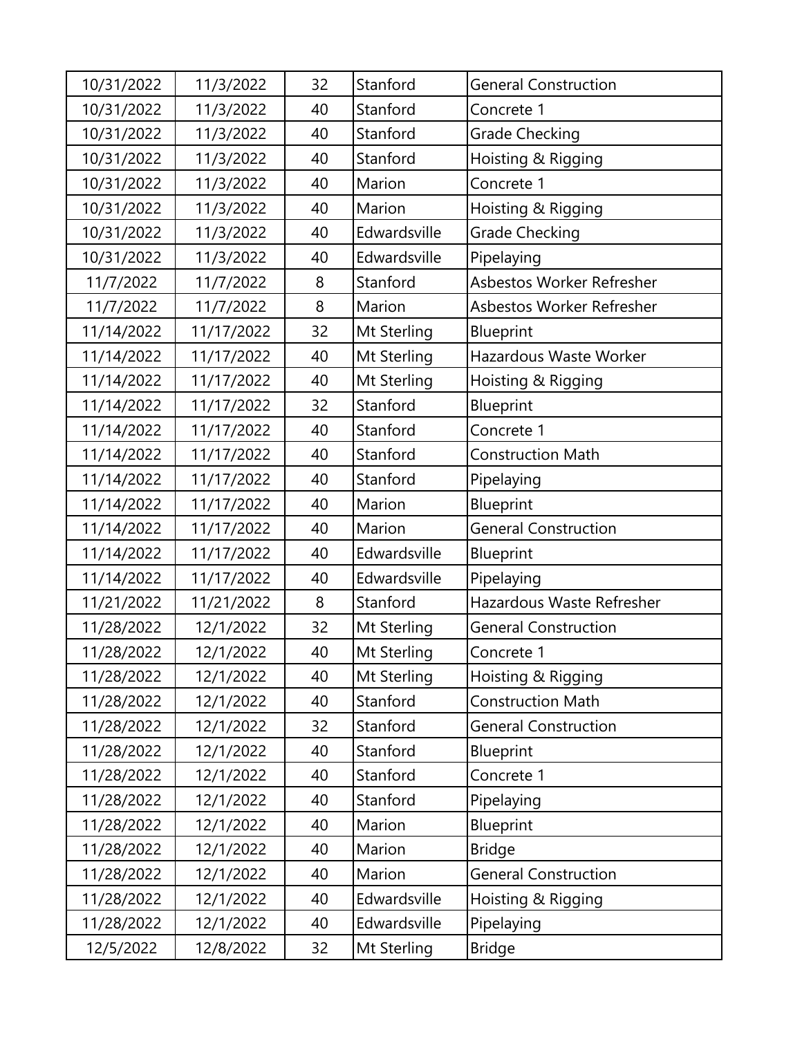| 10/31/2022 | 11/3/2022 | 32 | Stanford | General Construction |
|---|---|---|---|---|
| 10/31/2022 | 11/3/2022 | 40 | Stanford | Concrete 1 |
| 10/31/2022 | 11/3/2022 | 40 | Stanford | Grade Checking |
| 10/31/2022 | 11/3/2022 | 40 | Stanford | Hoisting & Rigging |
| 10/31/2022 | 11/3/2022 | 40 | Marion | Concrete 1 |
| 10/31/2022 | 11/3/2022 | 40 | Marion | Hoisting & Rigging |
| 10/31/2022 | 11/3/2022 | 40 | Edwardsville | Grade Checking |
| 10/31/2022 | 11/3/2022 | 40 | Edwardsville | Pipelaying |
| 11/7/2022 | 11/7/2022 | 8 | Stanford | Asbestos Worker Refresher |
| 11/7/2022 | 11/7/2022 | 8 | Marion | Asbestos Worker Refresher |
| 11/14/2022 | 11/17/2022 | 32 | Mt Sterling | Blueprint |
| 11/14/2022 | 11/17/2022 | 40 | Mt Sterling | Hazardous Waste Worker |
| 11/14/2022 | 11/17/2022 | 40 | Mt Sterling | Hoisting & Rigging |
| 11/14/2022 | 11/17/2022 | 32 | Stanford | Blueprint |
| 11/14/2022 | 11/17/2022 | 40 | Stanford | Concrete 1 |
| 11/14/2022 | 11/17/2022 | 40 | Stanford | Construction Math |
| 11/14/2022 | 11/17/2022 | 40 | Stanford | Pipelaying |
| 11/14/2022 | 11/17/2022 | 40 | Marion | Blueprint |
| 11/14/2022 | 11/17/2022 | 40 | Marion | General Construction |
| 11/14/2022 | 11/17/2022 | 40 | Edwardsville | Blueprint |
| 11/14/2022 | 11/17/2022 | 40 | Edwardsville | Pipelaying |
| 11/21/2022 | 11/21/2022 | 8 | Stanford | Hazardous Waste Refresher |
| 11/28/2022 | 12/1/2022 | 32 | Mt Sterling | General Construction |
| 11/28/2022 | 12/1/2022 | 40 | Mt Sterling | Concrete 1 |
| 11/28/2022 | 12/1/2022 | 40 | Mt Sterling | Hoisting & Rigging |
| 11/28/2022 | 12/1/2022 | 40 | Stanford | Construction Math |
| 11/28/2022 | 12/1/2022 | 32 | Stanford | General Construction |
| 11/28/2022 | 12/1/2022 | 40 | Stanford | Blueprint |
| 11/28/2022 | 12/1/2022 | 40 | Stanford | Concrete 1 |
| 11/28/2022 | 12/1/2022 | 40 | Stanford | Pipelaying |
| 11/28/2022 | 12/1/2022 | 40 | Marion | Blueprint |
| 11/28/2022 | 12/1/2022 | 40 | Marion | Bridge |
| 11/28/2022 | 12/1/2022 | 40 | Marion | General Construction |
| 11/28/2022 | 12/1/2022 | 40 | Edwardsville | Hoisting & Rigging |
| 11/28/2022 | 12/1/2022 | 40 | Edwardsville | Pipelaying |
| 12/5/2022 | 12/8/2022 | 32 | Mt Sterling | Bridge |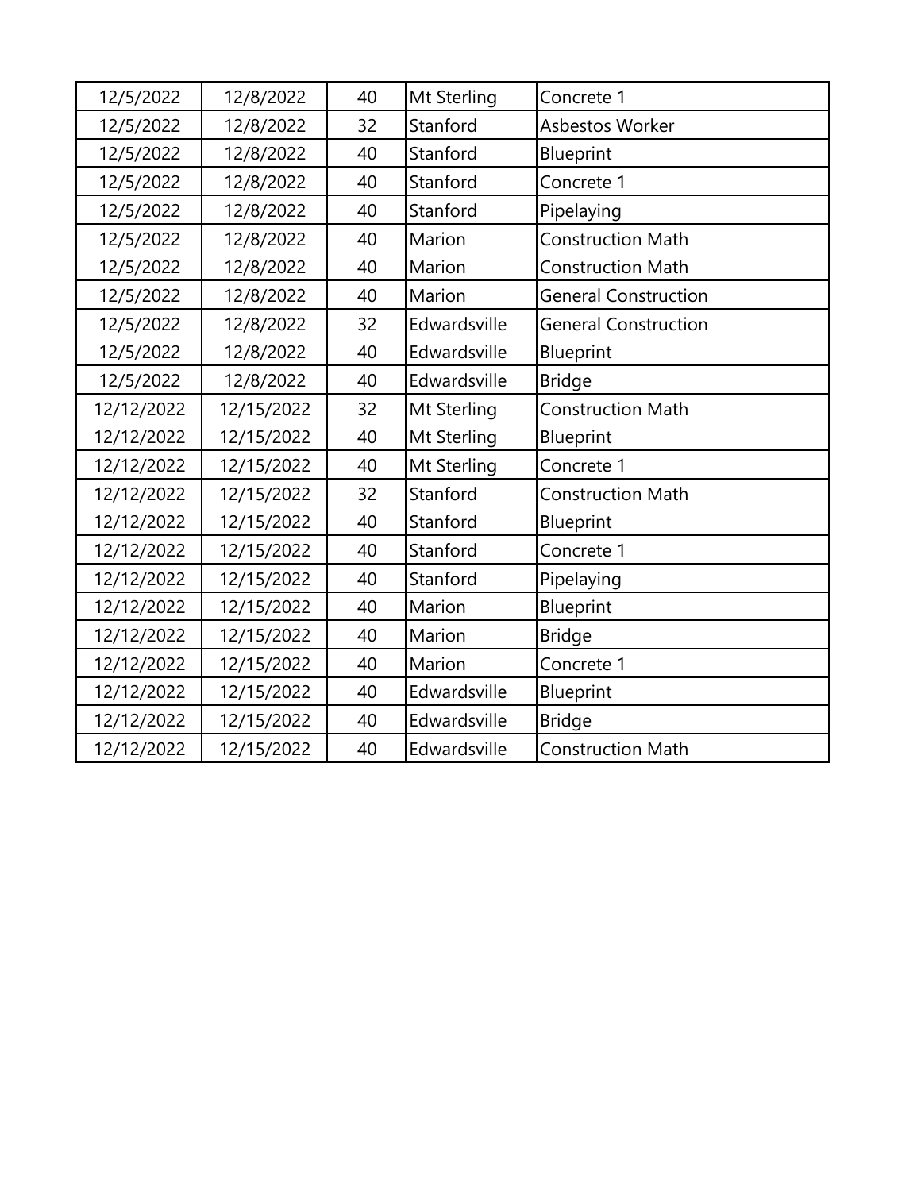| | | | | |
|---|---|---|---|---|
| 12/5/2022 | 12/8/2022 | 40 | Mt Sterling | Concrete 1 |
| 12/5/2022 | 12/8/2022 | 32 | Stanford | Asbestos Worker |
| 12/5/2022 | 12/8/2022 | 40 | Stanford | Blueprint |
| 12/5/2022 | 12/8/2022 | 40 | Stanford | Concrete 1 |
| 12/5/2022 | 12/8/2022 | 40 | Stanford | Pipelaying |
| 12/5/2022 | 12/8/2022 | 40 | Marion | Construction Math |
| 12/5/2022 | 12/8/2022 | 40 | Marion | Construction Math |
| 12/5/2022 | 12/8/2022 | 40 | Marion | General Construction |
| 12/5/2022 | 12/8/2022 | 32 | Edwardsville | General Construction |
| 12/5/2022 | 12/8/2022 | 40 | Edwardsville | Blueprint |
| 12/5/2022 | 12/8/2022 | 40 | Edwardsville | Bridge |
| 12/12/2022 | 12/15/2022 | 32 | Mt Sterling | Construction Math |
| 12/12/2022 | 12/15/2022 | 40 | Mt Sterling | Blueprint |
| 12/12/2022 | 12/15/2022 | 40 | Mt Sterling | Concrete 1 |
| 12/12/2022 | 12/15/2022 | 32 | Stanford | Construction Math |
| 12/12/2022 | 12/15/2022 | 40 | Stanford | Blueprint |
| 12/12/2022 | 12/15/2022 | 40 | Stanford | Concrete 1 |
| 12/12/2022 | 12/15/2022 | 40 | Stanford | Pipelaying |
| 12/12/2022 | 12/15/2022 | 40 | Marion | Blueprint |
| 12/12/2022 | 12/15/2022 | 40 | Marion | Bridge |
| 12/12/2022 | 12/15/2022 | 40 | Marion | Concrete 1 |
| 12/12/2022 | 12/15/2022 | 40 | Edwardsville | Blueprint |
| 12/12/2022 | 12/15/2022 | 40 | Edwardsville | Bridge |
| 12/12/2022 | 12/15/2022 | 40 | Edwardsville | Construction Math |